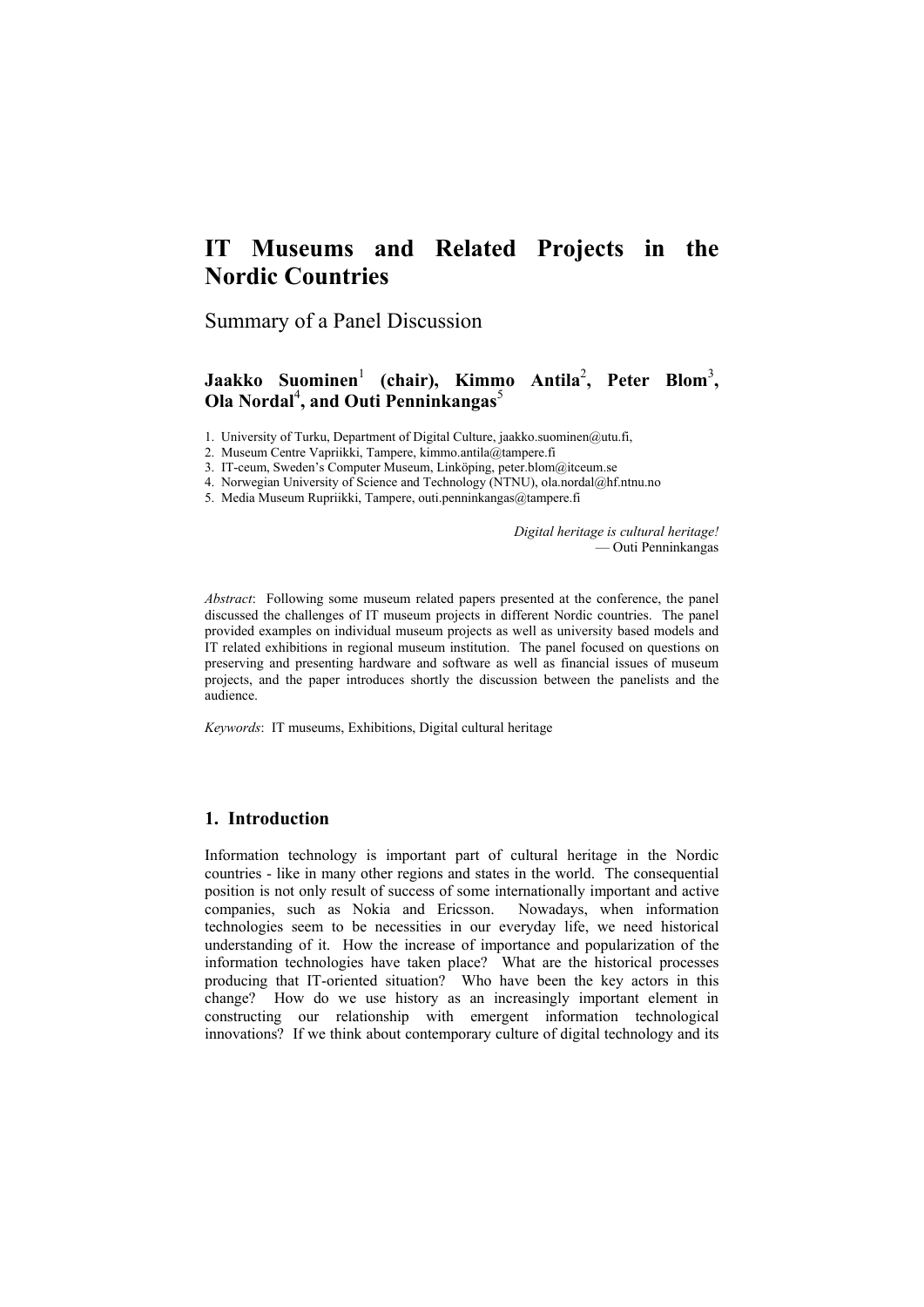# IT Museums and Related Projects in the Nordic Countries

## Summary of a Panel Discussion

**Jaakko Suominen[1] (chair), Kimmo Antila[2], Peter Blom[3], Ola Nordal[4], and Outi Penninkangas[5]**

1. University of Turku, Department of Digital Culture, jaakko.suominen@utu.fi,
2. Museum Centre Vapriikki, Tampere, kimmo.antila@tampere.fi
3. IT-ceum, Sweden's Computer Museum, Linköping, peter.blom@itceum.se
4. Norwegian University of Science and Technology (NTNU), ola.nordal@hf.ntnu.no
5. Media Museum Rupriikki, Tampere, outi.penninkangas@tampere.fi

*Digital heritage is cultural heritage!*
— Outi Penninkangas

*Abstract*: Following some museum related papers presented at the conference, the panel discussed the challenges of IT museum projects in different Nordic countries. The panel provided examples on individual museum projects as well as university based models and IT related exhibitions in regional museum institution. The panel focused on questions on preserving and presenting hardware and software as well as financial issues of museum projects, and the paper introduces shortly the discussion between the panelists and the audience.

*Keywords*: IT museums, Exhibitions, Digital cultural heritage

## 1. Introduction

Information technology is important part of cultural heritage in the Nordic countries - like in many other regions and states in the world. The consequential position is not only result of success of some internationally important and active companies, such as Nokia and Ericsson. Nowadays, when information technologies seem to be necessities in our everyday life, we need historical understanding of it. How the increase of importance and popularization of the information technologies have taken place? What are the historical processes producing that IT-oriented situation? Who have been the key actors in this change? How do we use history as an increasingly important element in constructing our relationship with emergent information technological innovations? If we think about contemporary culture of digital technology and its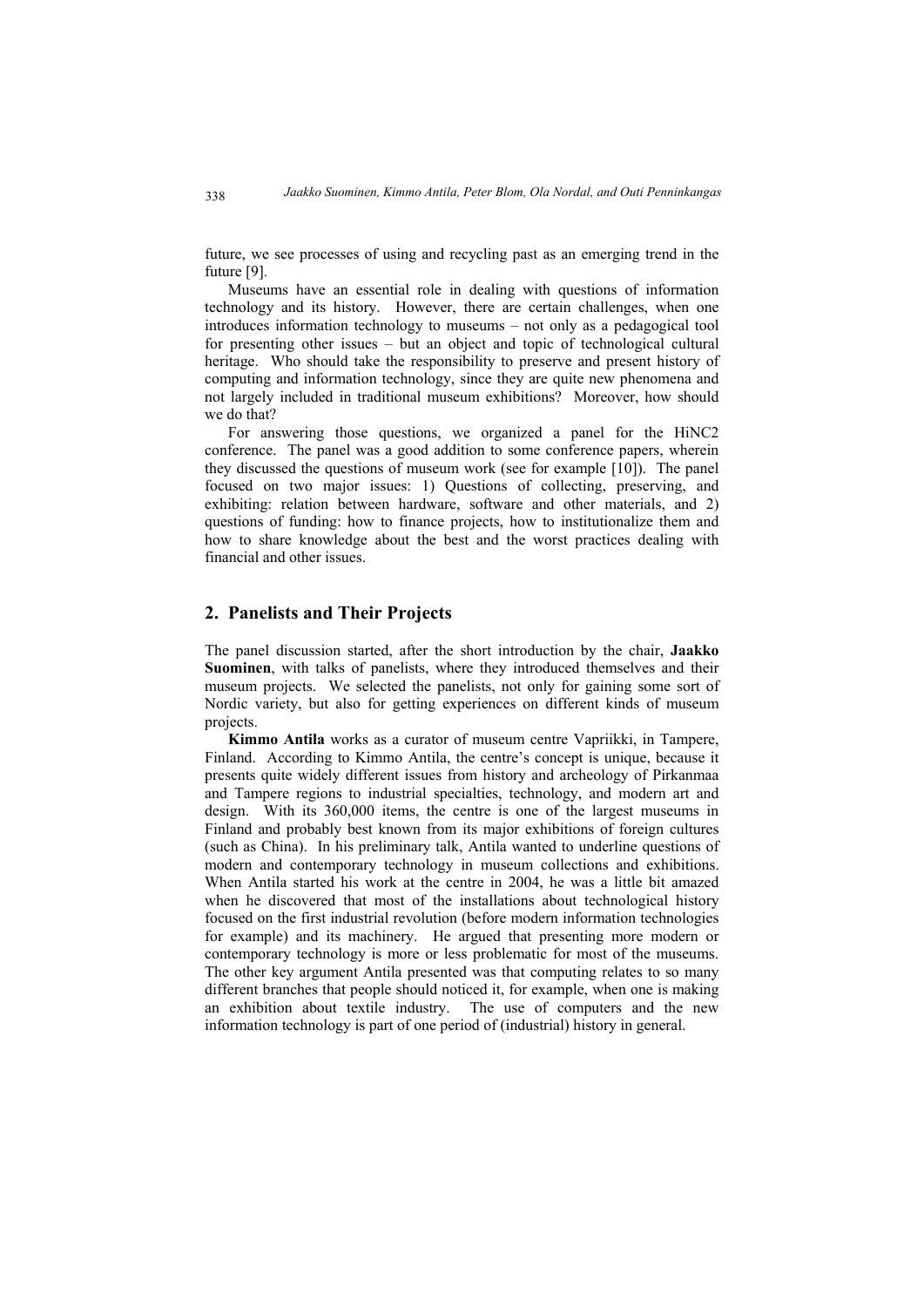future, we see processes of using and recycling past as an emerging trend in the future [9].

Museums have an essential role in dealing with questions of information technology and its history. However, there are certain challenges, when one introduces information technology to museums – not only as a pedagogical tool for presenting other issues – but an object and topic of technological cultural heritage. Who should take the responsibility to preserve and present history of computing and information technology, since they are quite new phenomena and not largely included in traditional museum exhibitions? Moreover, how should we do that?

For answering those questions, we organized a panel for the HiNC2 conference. The panel was a good addition to some conference papers, wherein they discussed the questions of museum work (see for example [10]). The panel focused on two major issues: 1) Questions of collecting, preserving, and exhibiting: relation between hardware, software and other materials, and 2) questions of funding: how to finance projects, how to institutionalize them and how to share knowledge about the best and the worst practices dealing with financial and other issues.

## 2. Panelists and Their Projects

The panel discussion started, after the short introduction by the chair, **Jaakko Suominen**, with talks of panelists, where they introduced themselves and their museum projects. We selected the panelists, not only for gaining some sort of Nordic variety, but also for getting experiences on different kinds of museum projects.

**Kimmo Antila** works as a curator of museum centre Vapriikki, in Tampere, Finland. According to Kimmo Antila, the centre's concept is unique, because it presents quite widely different issues from history and archeology of Pirkanmaa and Tampere regions to industrial specialties, technology, and modern art and design. With its 360,000 items, the centre is one of the largest museums in Finland and probably best known from its major exhibitions of foreign cultures (such as China). In his preliminary talk, Antila wanted to underline questions of modern and contemporary technology in museum collections and exhibitions. When Antila started his work at the centre in 2004, he was a little bit amazed when he discovered that most of the installations about technological history focused on the first industrial revolution (before modern information technologies for example) and its machinery. He argued that presenting more modern or contemporary technology is more or less problematic for most of the museums. The other key argument Antila presented was that computing relates to so many different branches that people should noticed it, for example, when one is making an exhibition about textile industry. The use of computers and the new information technology is part of one period of (industrial) history in general.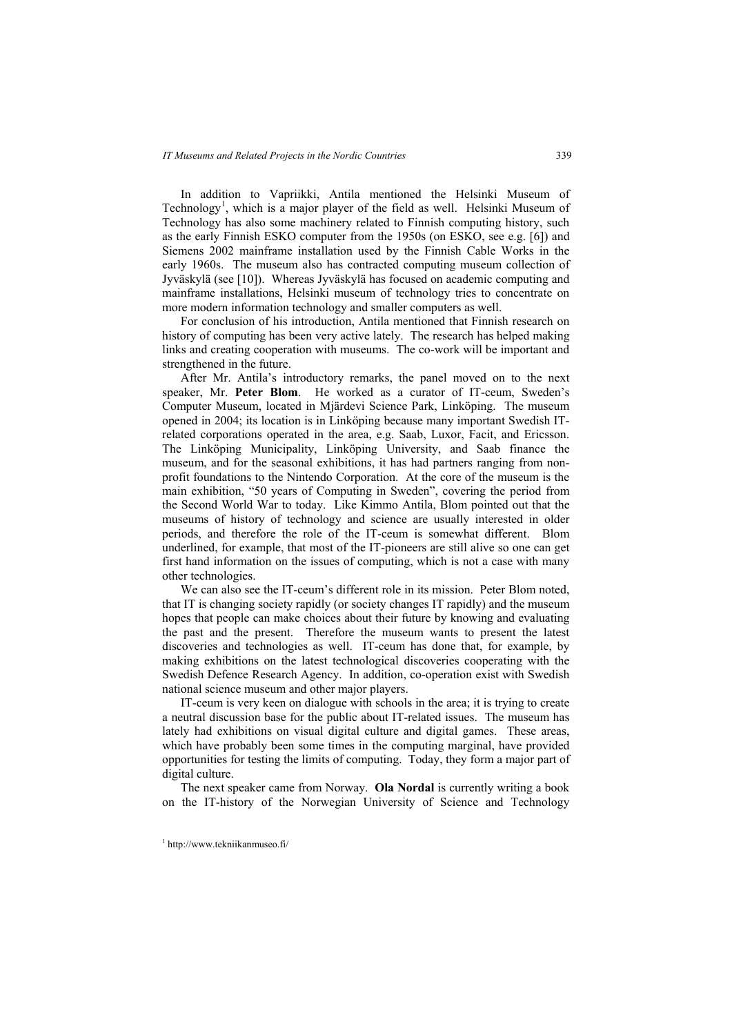In addition to Vapriikki, Antila mentioned the Helsinki Museum of Technology[1], which is a major player of the field as well. Helsinki Museum of Technology has also some machinery related to Finnish computing history, such as the early Finnish ESKO computer from the 1950s (on ESKO, see e.g. [6]) and Siemens 2002 mainframe installation used by the Finnish Cable Works in the early 1960s. The museum also has contracted computing museum collection of Jyväskylä (see [10]). Whereas Jyväskylä has focused on academic computing and mainframe installations, Helsinki museum of technology tries to concentrate on more modern information technology and smaller computers as well.

For conclusion of his introduction, Antila mentioned that Finnish research on history of computing has been very active lately. The research has helped making links and creating cooperation with museums. The co-work will be important and strengthened in the future.

After Mr. Antila's introductory remarks, the panel moved on to the next speaker, Mr. **Peter Blom**. He worked as a curator of IT-ceum, Sweden's Computer Museum, located in Mjärdevi Science Park, Linköping. The museum opened in 2004; its location is in Linköping because many important Swedish IT-related corporations operated in the area, e.g. Saab, Luxor, Facit, and Ericsson. The Linköping Municipality, Linköping University, and Saab finance the museum, and for the seasonal exhibitions, it has had partners ranging from non-profit foundations to the Nintendo Corporation. At the core of the museum is the main exhibition, "50 years of Computing in Sweden", covering the period from the Second World War to today. Like Kimmo Antila, Blom pointed out that the museums of history of technology and science are usually interested in older periods, and therefore the role of the IT-ceum is somewhat different. Blom underlined, for example, that most of the IT-pioneers are still alive so one can get first hand information on the issues of computing, which is not a case with many other technologies.

We can also see the IT-ceum's different role in its mission. Peter Blom noted, that IT is changing society rapidly (or society changes IT rapidly) and the museum hopes that people can make choices about their future by knowing and evaluating the past and the present. Therefore the museum wants to present the latest discoveries and technologies as well. IT-ceum has done that, for example, by making exhibitions on the latest technological discoveries cooperating with the Swedish Defence Research Agency. In addition, co-operation exist with Swedish national science museum and other major players.

IT-ceum is very keen on dialogue with schools in the area; it is trying to create a neutral discussion base for the public about IT-related issues. The museum has lately had exhibitions on visual digital culture and digital games. These areas, which have probably been some times in the computing marginal, have provided opportunities for testing the limits of computing. Today, they form a major part of digital culture.

The next speaker came from Norway. **Ola Nordal** is currently writing a book on the IT-history of the Norwegian University of Science and Technology

[1] http://www.tekniikanmuseo.fi/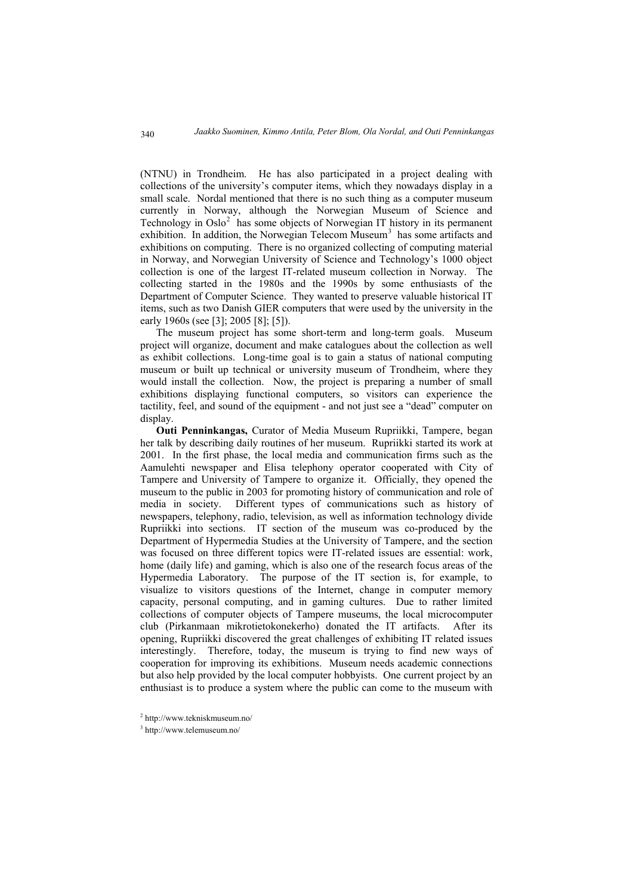(NTNU) in Trondheim. He has also participated in a project dealing with collections of the university's computer items, which they nowadays display in a small scale. Nordal mentioned that there is no such thing as a computer museum currently in Norway, although the Norwegian Museum of Science and Technology in Oslo[2] has some objects of Norwegian IT history in its permanent exhibition. In addition, the Norwegian Telecom Museum[3] has some artifacts and exhibitions on computing. There is no organized collecting of computing material in Norway, and Norwegian University of Science and Technology's 1000 object collection is one of the largest IT-related museum collection in Norway. The collecting started in the 1980s and the 1990s by some enthusiasts of the Department of Computer Science. They wanted to preserve valuable historical IT items, such as two Danish GIER computers that were used by the university in the early 1960s (see [3]; 2005 [8]; [5]).

The museum project has some short-term and long-term goals. Museum project will organize, document and make catalogues about the collection as well as exhibit collections. Long-time goal is to gain a status of national computing museum or built up technical or university museum of Trondheim, where they would install the collection. Now, the project is preparing a number of small exhibitions displaying functional computers, so visitors can experience the tactility, feel, and sound of the equipment - and not just see a "dead" computer on display.

**Outi Penninkangas,** Curator of Media Museum Rupriikki, Tampere, began her talk by describing daily routines of her museum. Rupriikki started its work at 2001. In the first phase, the local media and communication firms such as the Aamulehti newspaper and Elisa telephony operator cooperated with City of Tampere and University of Tampere to organize it. Officially, they opened the museum to the public in 2003 for promoting history of communication and role of media in society. Different types of communications such as history of newspapers, telephony, radio, television, as well as information technology divide Rupriikki into sections. IT section of the museum was co-produced by the Department of Hypermedia Studies at the University of Tampere, and the section was focused on three different topics were IT-related issues are essential: work, home (daily life) and gaming, which is also one of the research focus areas of the Hypermedia Laboratory. The purpose of the IT section is, for example, to visualize to visitors questions of the Internet, change in computer memory capacity, personal computing, and in gaming cultures. Due to rather limited collections of computer objects of Tampere museums, the local microcomputer club (Pirkanmaan mikrotietokonekerho) donated the IT artifacts. After its opening, Rupriikki discovered the great challenges of exhibiting IT related issues interestingly. Therefore, today, the museum is trying to find new ways of cooperation for improving its exhibitions. Museum needs academic connections but also help provided by the local computer hobbyists. One current project by an enthusiast is to produce a system where the public can come to the museum with

[2] http://www.tekniskmuseum.no/

[3] http://www.telemuseum.no/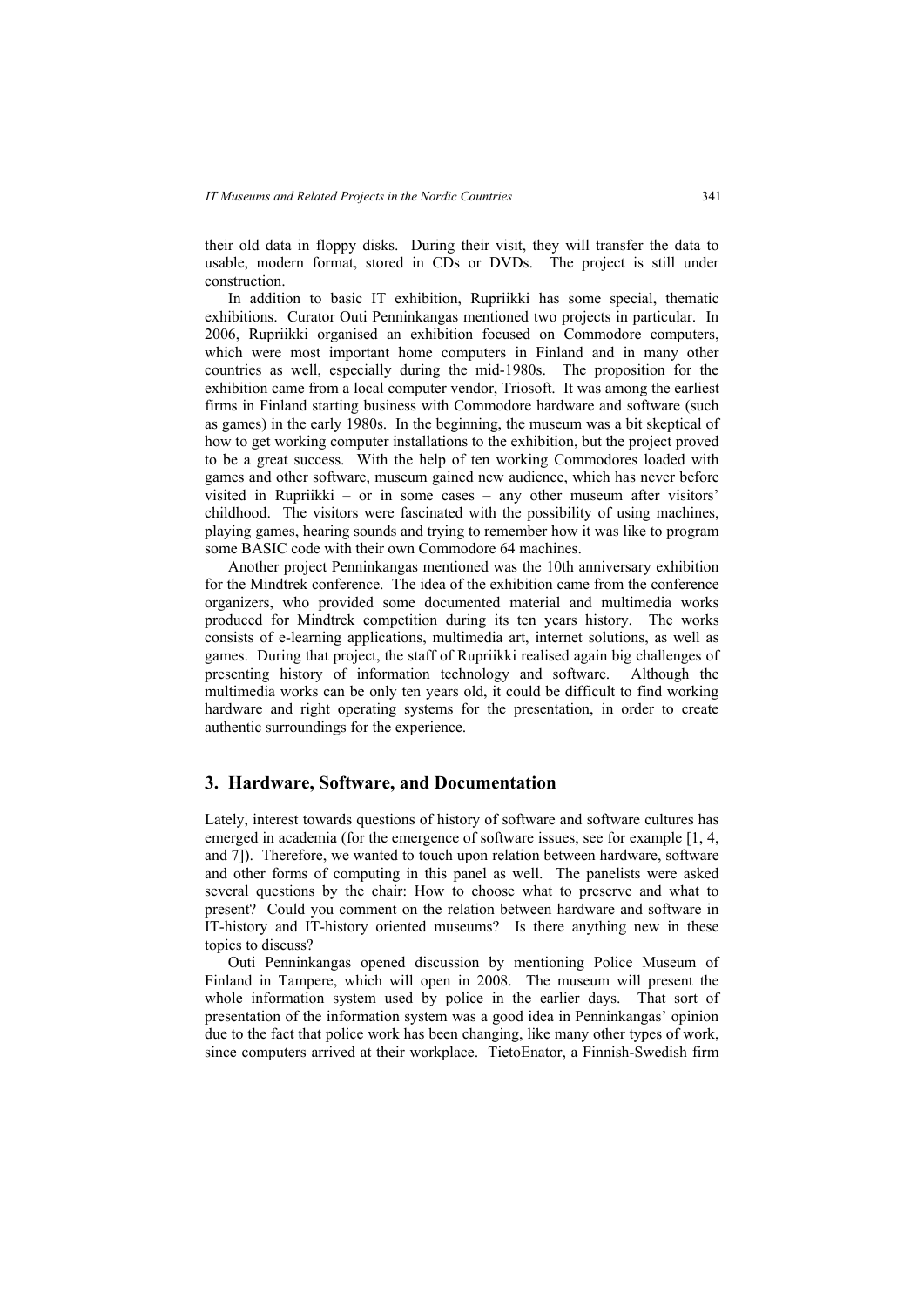their old data in floppy disks. During their visit, they will transfer the data to usable, modern format, stored in CDs or DVDs. The project is still under construction.

In addition to basic IT exhibition, Rupriikki has some special, thematic exhibitions. Curator Outi Penninkangas mentioned two projects in particular. In 2006, Rupriikki organised an exhibition focused on Commodore computers, which were most important home computers in Finland and in many other countries as well, especially during the mid-1980s. The proposition for the exhibition came from a local computer vendor, Triosoft. It was among the earliest firms in Finland starting business with Commodore hardware and software (such as games) in the early 1980s. In the beginning, the museum was a bit skeptical of how to get working computer installations to the exhibition, but the project proved to be a great success. With the help of ten working Commodores loaded with games and other software, museum gained new audience, which has never before visited in Rupriikki – or in some cases – any other museum after visitors' childhood. The visitors were fascinated with the possibility of using machines, playing games, hearing sounds and trying to remember how it was like to program some BASIC code with their own Commodore 64 machines.

Another project Penninkangas mentioned was the 10th anniversary exhibition for the Mindtrek conference. The idea of the exhibition came from the conference organizers, who provided some documented material and multimedia works produced for Mindtrek competition during its ten years history. The works consists of e-learning applications, multimedia art, internet solutions, as well as games. During that project, the staff of Rupriikki realised again big challenges of presenting history of information technology and software. Although the multimedia works can be only ten years old, it could be difficult to find working hardware and right operating systems for the presentation, in order to create authentic surroundings for the experience.

## 3. Hardware, Software, and Documentation

Lately, interest towards questions of history of software and software cultures has emerged in academia (for the emergence of software issues, see for example [1, 4, and 7]). Therefore, we wanted to touch upon relation between hardware, software and other forms of computing in this panel as well. The panelists were asked several questions by the chair: How to choose what to preserve and what to present? Could you comment on the relation between hardware and software in IT-history and IT-history oriented museums? Is there anything new in these topics to discuss?

Outi Penninkangas opened discussion by mentioning Police Museum of Finland in Tampere, which will open in 2008. The museum will present the whole information system used by police in the earlier days. That sort of presentation of the information system was a good idea in Penninkangas' opinion due to the fact that police work has been changing, like many other types of work, since computers arrived at their workplace. TietoEnator, a Finnish-Swedish firm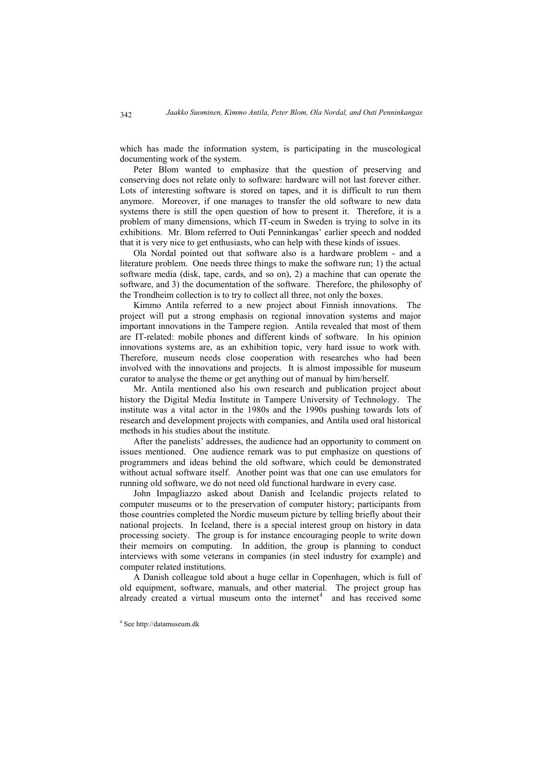which has made the information system, is participating in the museological documenting work of the system.

Peter Blom wanted to emphasize that the question of preserving and conserving does not relate only to software: hardware will not last forever either. Lots of interesting software is stored on tapes, and it is difficult to run them anymore. Moreover, if one manages to transfer the old software to new data systems there is still the open question of how to present it. Therefore, it is a problem of many dimensions, which IT-ceum in Sweden is trying to solve in its exhibitions. Mr. Blom referred to Outi Penninkangas' earlier speech and nodded that it is very nice to get enthusiasts, who can help with these kinds of issues.

Ola Nordal pointed out that software also is a hardware problem - and a literature problem. One needs three things to make the software run; 1) the actual software media (disk, tape, cards, and so on), 2) a machine that can operate the software, and 3) the documentation of the software. Therefore, the philosophy of the Trondheim collection is to try to collect all three, not only the boxes.

Kimmo Antila referred to a new project about Finnish innovations. The project will put a strong emphasis on regional innovation systems and major important innovations in the Tampere region. Antila revealed that most of them are IT-related: mobile phones and different kinds of software. In his opinion innovations systems are, as an exhibition topic, very hard issue to work with. Therefore, museum needs close cooperation with researches who had been involved with the innovations and projects. It is almost impossible for museum curator to analyse the theme or get anything out of manual by him/herself.

Mr. Antila mentioned also his own research and publication project about history the Digital Media Institute in Tampere University of Technology. The institute was a vital actor in the 1980s and the 1990s pushing towards lots of research and development projects with companies, and Antila used oral historical methods in his studies about the institute.

After the panelists' addresses, the audience had an opportunity to comment on issues mentioned. One audience remark was to put emphasize on questions of programmers and ideas behind the old software, which could be demonstrated without actual software itself. Another point was that one can use emulators for running old software, we do not need old functional hardware in every case.

John Impagliazzo asked about Danish and Icelandic projects related to computer museums or to the preservation of computer history; participants from those countries completed the Nordic museum picture by telling briefly about their national projects. In Iceland, there is a special interest group on history in data processing society. The group is for instance encouraging people to write down their memoirs on computing. In addition, the group is planning to conduct interviews with some veterans in companies (in steel industry for example) and computer related institutions.

A Danish colleague told about a huge cellar in Copenhagen, which is full of old equipment, software, manuals, and other material. The project group has already created a virtual museum onto the internet[4] and has received some

[4] See http://datamuseum.dk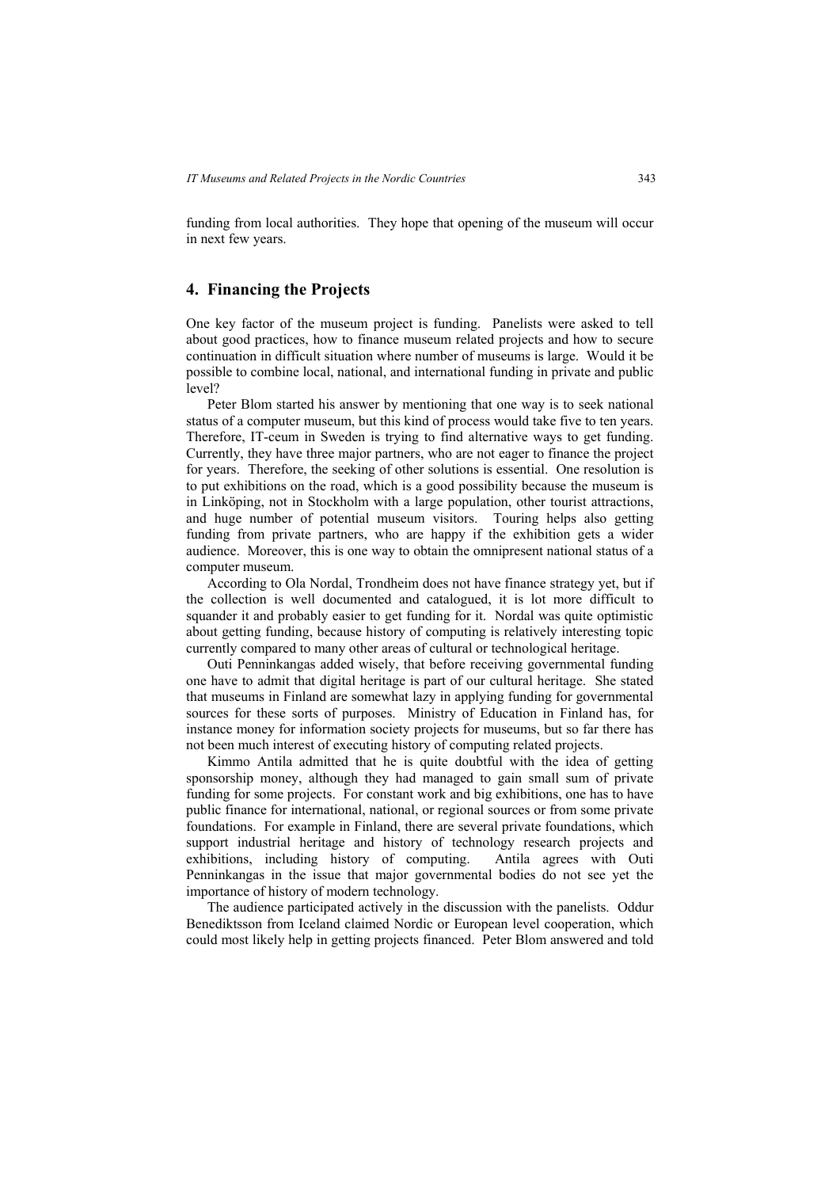funding from local authorities. They hope that opening of the museum will occur in next few years.

## 4. Financing the Projects

One key factor of the museum project is funding. Panelists were asked to tell about good practices, how to finance museum related projects and how to secure continuation in difficult situation where number of museums is large. Would it be possible to combine local, national, and international funding in private and public level?

Peter Blom started his answer by mentioning that one way is to seek national status of a computer museum, but this kind of process would take five to ten years. Therefore, IT-ceum in Sweden is trying to find alternative ways to get funding. Currently, they have three major partners, who are not eager to finance the project for years. Therefore, the seeking of other solutions is essential. One resolution is to put exhibitions on the road, which is a good possibility because the museum is in Linköping, not in Stockholm with a large population, other tourist attractions, and huge number of potential museum visitors. Touring helps also getting funding from private partners, who are happy if the exhibition gets a wider audience. Moreover, this is one way to obtain the omnipresent national status of a computer museum.

According to Ola Nordal, Trondheim does not have finance strategy yet, but if the collection is well documented and catalogued, it is lot more difficult to squander it and probably easier to get funding for it. Nordal was quite optimistic about getting funding, because history of computing is relatively interesting topic currently compared to many other areas of cultural or technological heritage.

Outi Penninkangas added wisely, that before receiving governmental funding one have to admit that digital heritage is part of our cultural heritage. She stated that museums in Finland are somewhat lazy in applying funding for governmental sources for these sorts of purposes. Ministry of Education in Finland has, for instance money for information society projects for museums, but so far there has not been much interest of executing history of computing related projects.

Kimmo Antila admitted that he is quite doubtful with the idea of getting sponsorship money, although they had managed to gain small sum of private funding for some projects. For constant work and big exhibitions, one has to have public finance for international, national, or regional sources or from some private foundations. For example in Finland, there are several private foundations, which support industrial heritage and history of technology research projects and exhibitions, including history of computing. Antila agrees with Outi Penninkangas in the issue that major governmental bodies do not see yet the importance of history of modern technology.

The audience participated actively in the discussion with the panelists. Oddur Benediktsson from Iceland claimed Nordic or European level cooperation, which could most likely help in getting projects financed. Peter Blom answered and told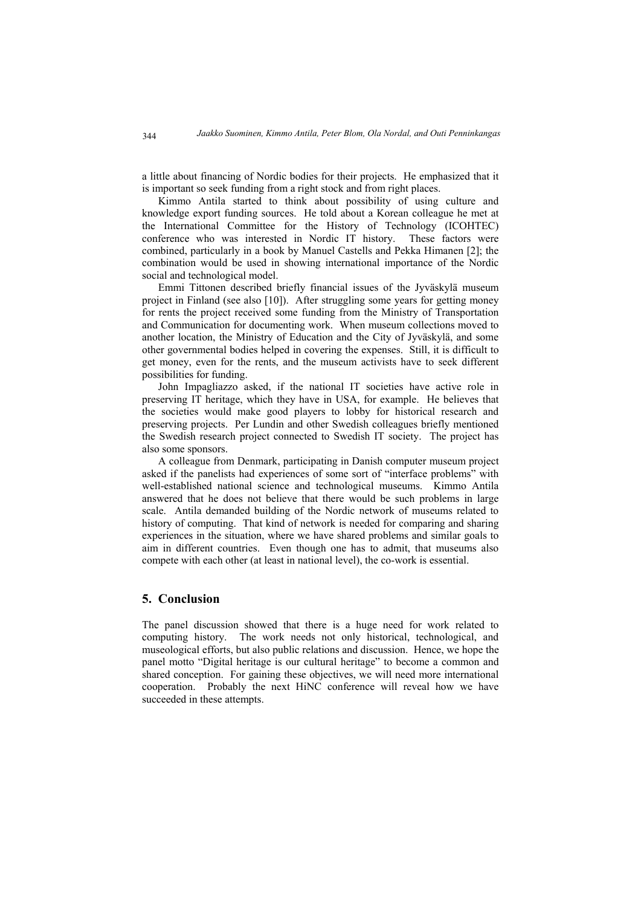a little about financing of Nordic bodies for their projects. He emphasized that it is important so seek funding from a right stock and from right places.

Kimmo Antila started to think about possibility of using culture and knowledge export funding sources. He told about a Korean colleague he met at the International Committee for the History of Technology (ICOHTEC) conference who was interested in Nordic IT history. These factors were combined, particularly in a book by Manuel Castells and Pekka Himanen [2]; the combination would be used in showing international importance of the Nordic social and technological model.

Emmi Tittonen described briefly financial issues of the Jyväskylä museum project in Finland (see also [10]). After struggling some years for getting money for rents the project received some funding from the Ministry of Transportation and Communication for documenting work. When museum collections moved to another location, the Ministry of Education and the City of Jyväskylä, and some other governmental bodies helped in covering the expenses. Still, it is difficult to get money, even for the rents, and the museum activists have to seek different possibilities for funding.

John Impagliazzo asked, if the national IT societies have active role in preserving IT heritage, which they have in USA, for example. He believes that the societies would make good players to lobby for historical research and preserving projects. Per Lundin and other Swedish colleagues briefly mentioned the Swedish research project connected to Swedish IT society. The project has also some sponsors.

A colleague from Denmark, participating in Danish computer museum project asked if the panelists had experiences of some sort of "interface problems" with well-established national science and technological museums. Kimmo Antila answered that he does not believe that there would be such problems in large scale. Antila demanded building of the Nordic network of museums related to history of computing. That kind of network is needed for comparing and sharing experiences in the situation, where we have shared problems and similar goals to aim in different countries. Even though one has to admit, that museums also compete with each other (at least in national level), the co-work is essential.

## 5. Conclusion

The panel discussion showed that there is a huge need for work related to computing history. The work needs not only historical, technological, and museological efforts, but also public relations and discussion. Hence, we hope the panel motto "Digital heritage is our cultural heritage" to become a common and shared conception. For gaining these objectives, we will need more international cooperation. Probably the next HiNC conference will reveal how we have succeeded in these attempts.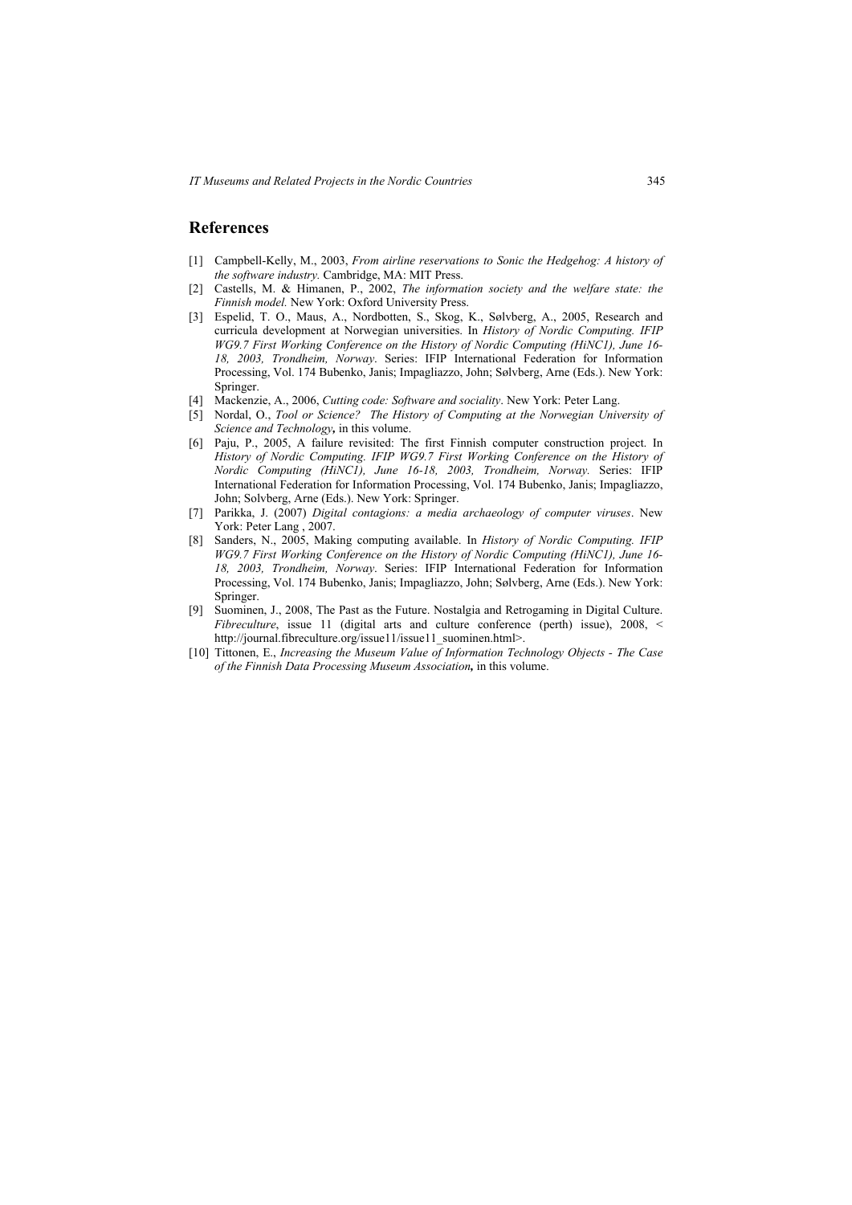## References

[1] Campbell-Kelly, M., 2003, *From airline reservations to Sonic the Hedgehog: A history of the software industry.* Cambridge, MA: MIT Press.

[2] Castells, M. & Himanen, P., 2002, *The information society and the welfare state: the Finnish model.* New York: Oxford University Press.

[3] Espelid, T. O., Maus, A., Nordbotten, S., Skog, K., Sølvberg, A., 2005, Research and curricula development at Norwegian universities. In *History of Nordic Computing. IFIP WG9.7 First Working Conference on the History of Nordic Computing (HiNC1), June 16-18, 2003, Trondheim, Norway*. Series: IFIP International Federation for Information Processing, Vol. 174 Bubenko, Janis; Impagliazzo, John; Sølvberg, Arne (Eds.). New York: Springer.

[4] Mackenzie, A., 2006, *Cutting code: Software and sociality*. New York: Peter Lang.

[5] Nordal, O., *Tool or Science? The History of Computing at the Norwegian University of Science and Technology***,** in this volume.

[6] Paju, P., 2005, A failure revisited: The first Finnish computer construction project. In *History of Nordic Computing. IFIP WG9.7 First Working Conference on the History of Nordic Computing (HiNC1), June 16-18, 2003, Trondheim, Norway.* Series: IFIP International Federation for Information Processing, Vol. 174 Bubenko, Janis; Impagliazzo, John; Solvberg, Arne (Eds.). New York: Springer.

[7] Parikka, J. (2007) *Digital contagions: a media archaeology of computer viruses*. New York: Peter Lang , 2007.

[8] Sanders, N., 2005, Making computing available. In *History of Nordic Computing. IFIP WG9.7 First Working Conference on the History of Nordic Computing (HiNC1), June 16-18, 2003, Trondheim, Norway*. Series: IFIP International Federation for Information Processing, Vol. 174 Bubenko, Janis; Impagliazzo, John; Sølvberg, Arne (Eds.). New York: Springer.

[9] Suominen, J., 2008, The Past as the Future. Nostalgia and Retrogaming in Digital Culture. *Fibreculture*, issue 11 (digital arts and culture conference (perth) issue), 2008, < http://journal.fibreculture.org/issue11/issue11_suominen.html>.

[10] Tittonen, E., *Increasing the Museum Value of Information Technology Objects - The Case of the Finnish Data Processing Museum Association***,** in this volume.